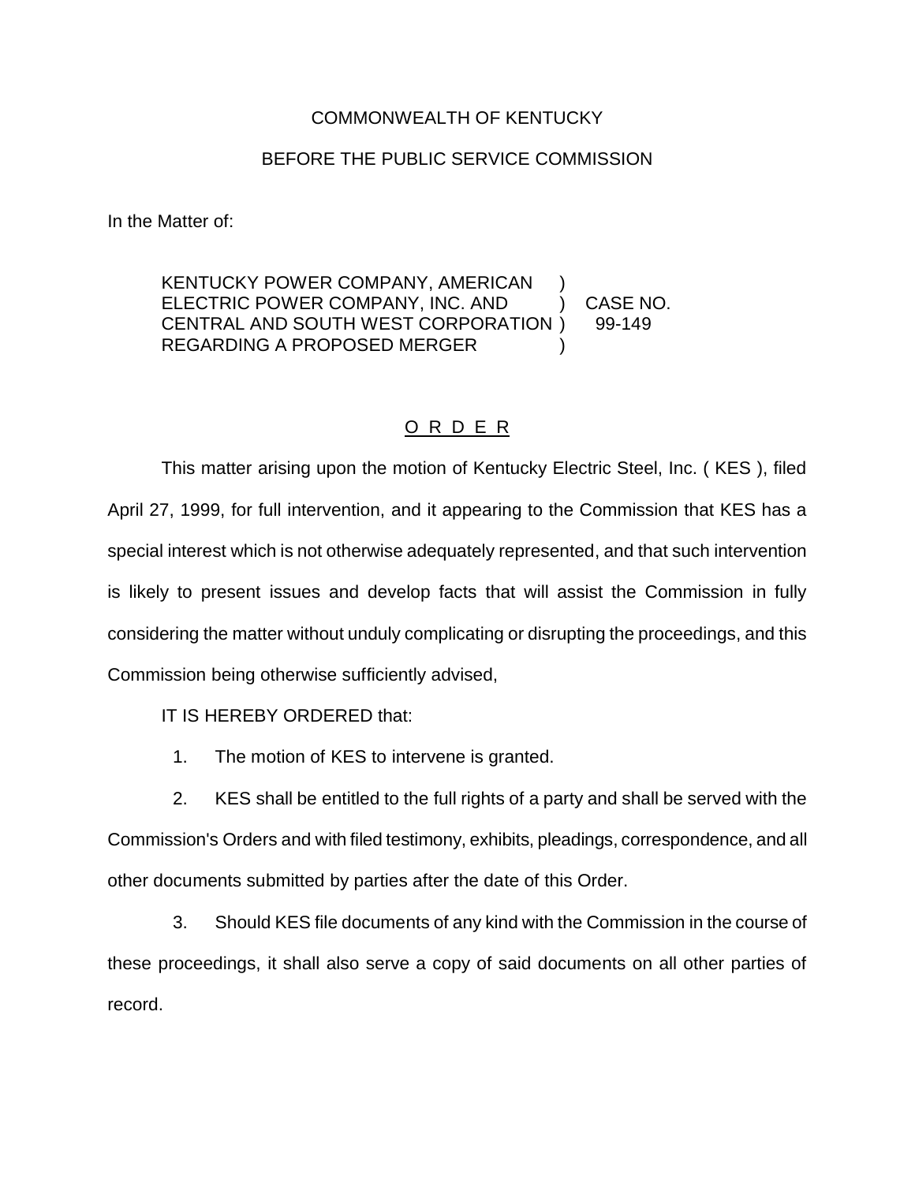COMMONWEALTH OF KENTUCKY

BEFORE THE PUBLIC SERVICE COMMISSION

In the Matter of:

KENTUCKY POWER COMPANY, AMERICAN ELECTRIC POWER COMPANY, INC. AND CENTRAL AND SOUTH WEST CORPORATION REGARDING A PROPOSED MERGER ) CASE NO. 99-149

# O R D E R

This matter arising upon the motion of Kentucky Electric Steel, Inc. ( KES ), filed April 27, 1999, for full intervention, and it appearing to the Commission that KES has a special interest which is not otherwise adequately represented, and that such intervention is likely to present issues and develop facts that will assist the Commission in fully considering the matter without unduly complicating or disrupting the proceedings, and this Commission being otherwise sufficiently advised,

IT IS HEREBY ORDERED that:

1. The motion of KES to intervene is granted.

2. KES shall be entitled to the full rights of a party and shall be served with the Commission's Orders and with filed testimony, exhibits, pleadings, correspondence, and all other documents submitted by parties after the date of this Order.

3. Should KES file documents of any kind with the Commission in the course of these proceedings, it shall also serve a copy of said documents on all other parties of record.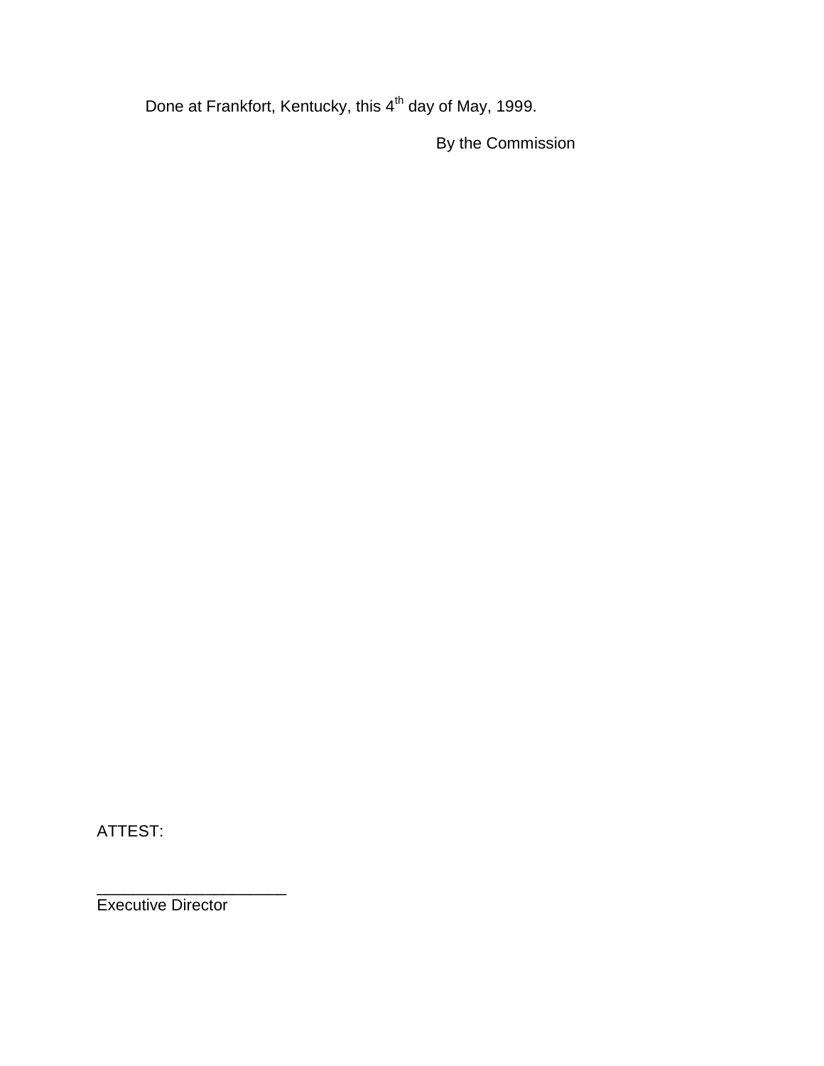Done at Frankfort, Kentucky, this 4th day of May, 1999.

By the Commission

ATTEST:

_____________________
Executive Director